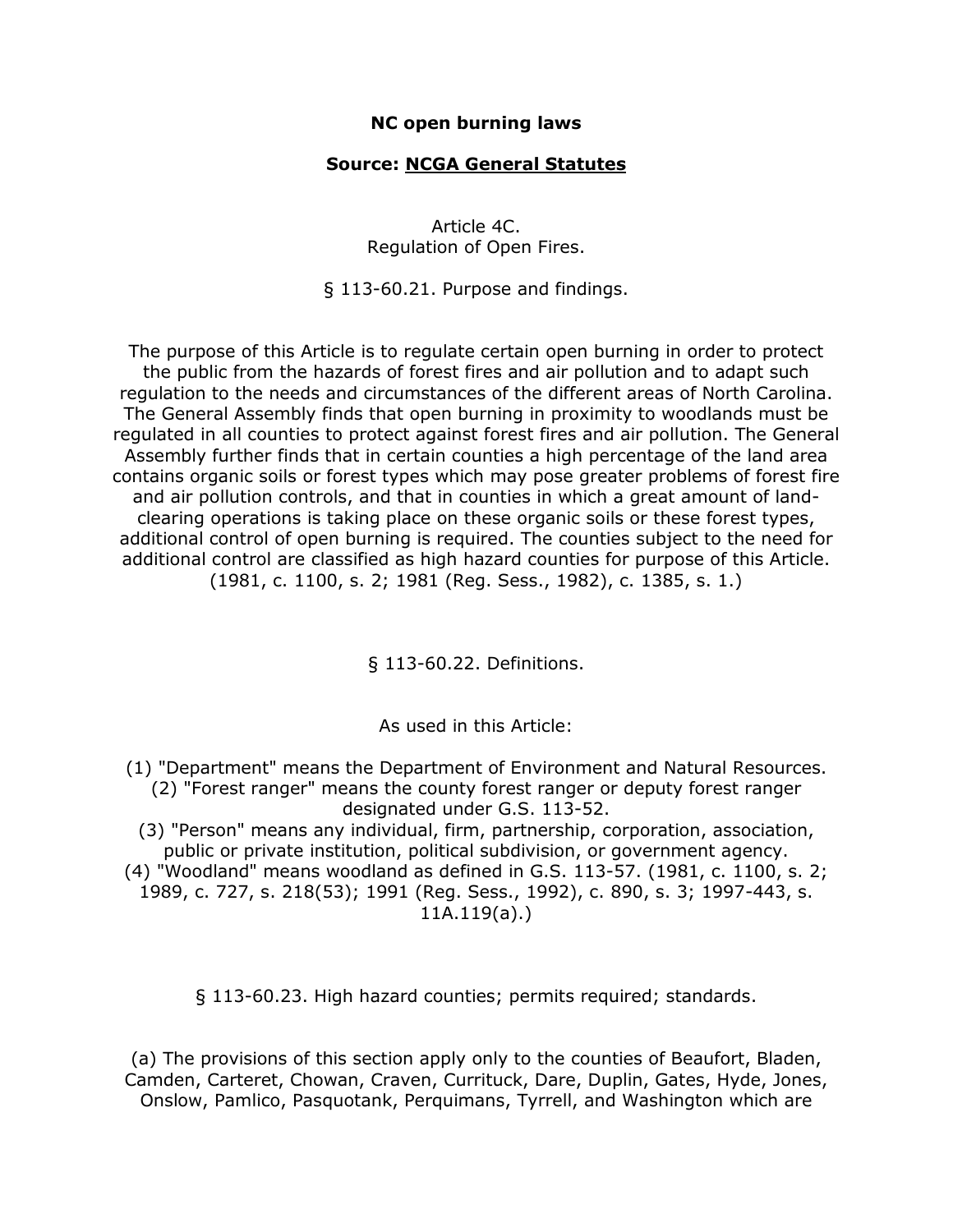**NC open burning laws**

**Source: NCGA General Statutes**

Article 4C.
Regulation of Open Fires.

§ 113-60.21. Purpose and findings.

The purpose of this Article is to regulate certain open burning in order to protect the public from the hazards of forest fires and air pollution and to adapt such regulation to the needs and circumstances of the different areas of North Carolina. The General Assembly finds that open burning in proximity to woodlands must be regulated in all counties to protect against forest fires and air pollution. The General Assembly further finds that in certain counties a high percentage of the land area contains organic soils or forest types which may pose greater problems of forest fire and air pollution controls, and that in counties in which a great amount of land-clearing operations is taking place on these organic soils or these forest types, additional control of open burning is required. The counties subject to the need for additional control are classified as high hazard counties for purpose of this Article. (1981, c. 1100, s. 2; 1981 (Reg. Sess., 1982), c. 1385, s. 1.)

§ 113-60.22. Definitions.

As used in this Article:

(1) "Department" means the Department of Environment and Natural Resources.
(2) "Forest ranger" means the county forest ranger or deputy forest ranger designated under G.S. 113-52.
(3) "Person" means any individual, firm, partnership, corporation, association, public or private institution, political subdivision, or government agency.
(4) "Woodland" means woodland as defined in G.S. 113-57. (1981, c. 1100, s. 2; 1989, c. 727, s. 218(53); 1991 (Reg. Sess., 1992), c. 890, s. 3; 1997-443, s. 11A.119(a).)

§ 113-60.23. High hazard counties; permits required; standards.

(a) The provisions of this section apply only to the counties of Beaufort, Bladen, Camden, Carteret, Chowan, Craven, Currituck, Dare, Duplin, Gates, Hyde, Jones, Onslow, Pamlico, Pasquotank, Perquimans, Tyrrell, and Washington which are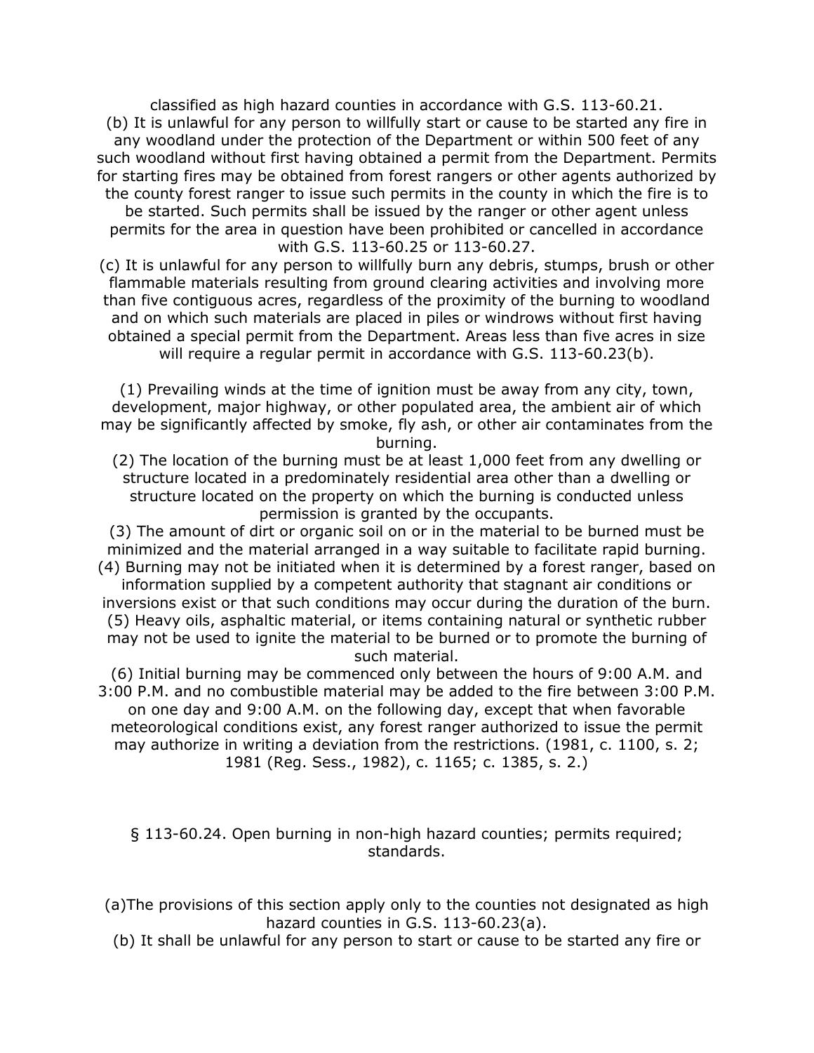classified as high hazard counties in accordance with G.S. 113-60.21.

(b) It is unlawful for any person to willfully start or cause to be started any fire in any woodland under the protection of the Department or within 500 feet of any such woodland without first having obtained a permit from the Department. Permits for starting fires may be obtained from forest rangers or other agents authorized by the county forest ranger to issue such permits in the county in which the fire is to be started. Such permits shall be issued by the ranger or other agent unless permits for the area in question have been prohibited or cancelled in accordance with G.S. 113-60.25 or 113-60.27.

(c) It is unlawful for any person to willfully burn any debris, stumps, brush or other flammable materials resulting from ground clearing activities and involving more than five contiguous acres, regardless of the proximity of the burning to woodland and on which such materials are placed in piles or windrows without first having obtained a special permit from the Department. Areas less than five acres in size will require a regular permit in accordance with G.S. 113-60.23(b).

(1) Prevailing winds at the time of ignition must be away from any city, town, development, major highway, or other populated area, the ambient air of which may be significantly affected by smoke, fly ash, or other air contaminates from the burning.

(2) The location of the burning must be at least 1,000 feet from any dwelling or structure located in a predominately residential area other than a dwelling or structure located on the property on which the burning is conducted unless permission is granted by the occupants.

(3) The amount of dirt or organic soil on or in the material to be burned must be minimized and the material arranged in a way suitable to facilitate rapid burning.

(4) Burning may not be initiated when it is determined by a forest ranger, based on information supplied by a competent authority that stagnant air conditions or inversions exist or that such conditions may occur during the duration of the burn.

(5) Heavy oils, asphaltic material, or items containing natural or synthetic rubber may not be used to ignite the material to be burned or to promote the burning of such material.

(6) Initial burning may be commenced only between the hours of 9:00 A.M. and 3:00 P.M. and no combustible material may be added to the fire between 3:00 P.M. on one day and 9:00 A.M. on the following day, except that when favorable meteorological conditions exist, any forest ranger authorized to issue the permit may authorize in writing a deviation from the restrictions. (1981, c. 1100, s. 2; 1981 (Reg. Sess., 1982), c. 1165; c. 1385, s. 2.)

## § 113-60.24. Open burning in non-high hazard counties; permits required; standards.

(a)The provisions of this section apply only to the counties not designated as high hazard counties in G.S. 113-60.23(a).

(b) It shall be unlawful for any person to start or cause to be started any fire or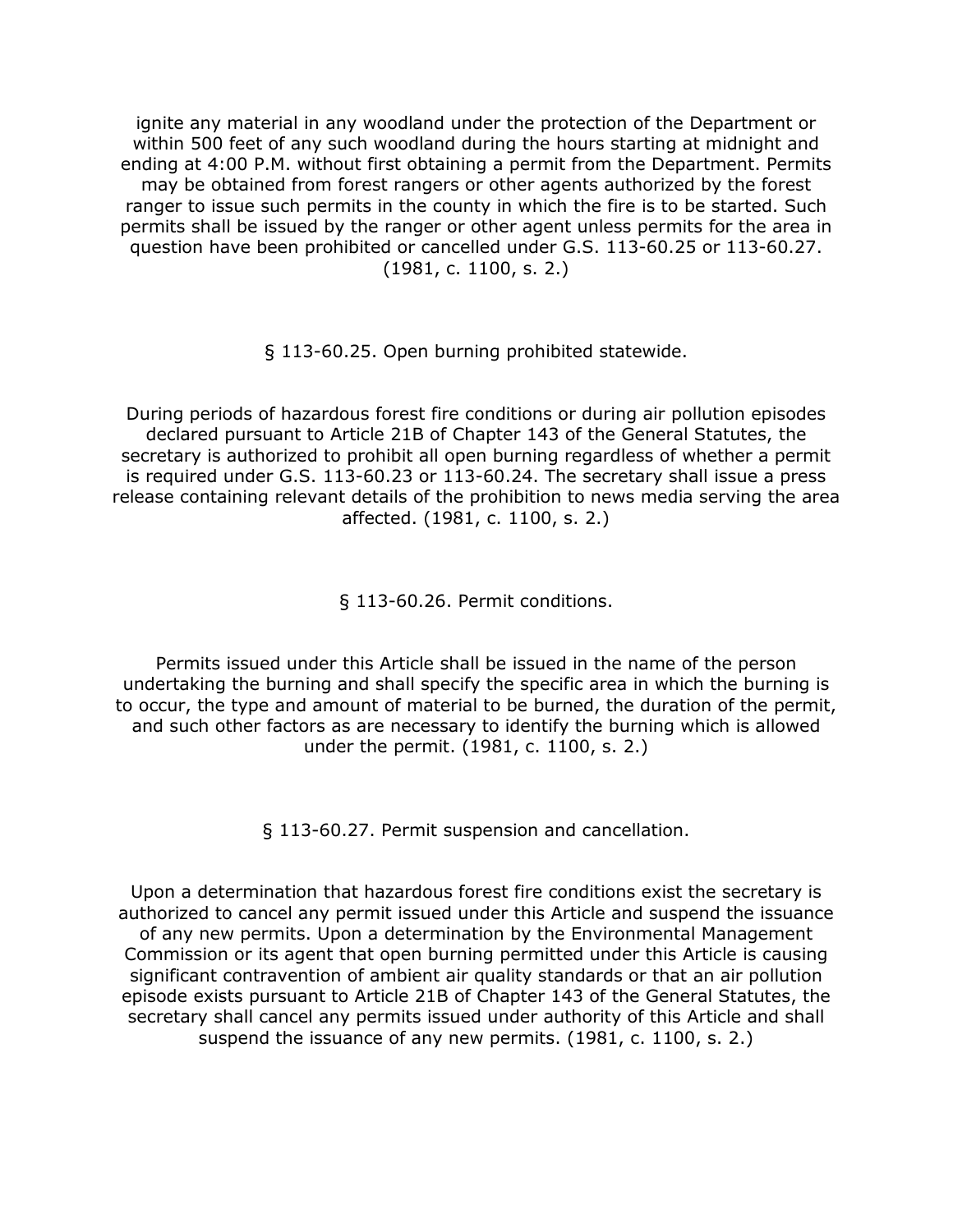ignite any material in any woodland under the protection of the Department or within 500 feet of any such woodland during the hours starting at midnight and ending at 4:00 P.M. without first obtaining a permit from the Department. Permits may be obtained from forest rangers or other agents authorized by the forest ranger to issue such permits in the county in which the fire is to be started. Such permits shall be issued by the ranger or other agent unless permits for the area in question have been prohibited or cancelled under G.S. 113-60.25 or 113-60.27. (1981, c. 1100, s. 2.)

§ 113-60.25. Open burning prohibited statewide.

During periods of hazardous forest fire conditions or during air pollution episodes declared pursuant to Article 21B of Chapter 143 of the General Statutes, the secretary is authorized to prohibit all open burning regardless of whether a permit is required under G.S. 113-60.23 or 113-60.24. The secretary shall issue a press release containing relevant details of the prohibition to news media serving the area affected. (1981, c. 1100, s. 2.)

§ 113-60.26. Permit conditions.

Permits issued under this Article shall be issued in the name of the person undertaking the burning and shall specify the specific area in which the burning is to occur, the type and amount of material to be burned, the duration of the permit, and such other factors as are necessary to identify the burning which is allowed under the permit. (1981, c. 1100, s. 2.)

§ 113-60.27. Permit suspension and cancellation.

Upon a determination that hazardous forest fire conditions exist the secretary is authorized to cancel any permit issued under this Article and suspend the issuance of any new permits. Upon a determination by the Environmental Management Commission or its agent that open burning permitted under this Article is causing significant contravention of ambient air quality standards or that an air pollution episode exists pursuant to Article 21B of Chapter 143 of the General Statutes, the secretary shall cancel any permits issued under authority of this Article and shall suspend the issuance of any new permits. (1981, c. 1100, s. 2.)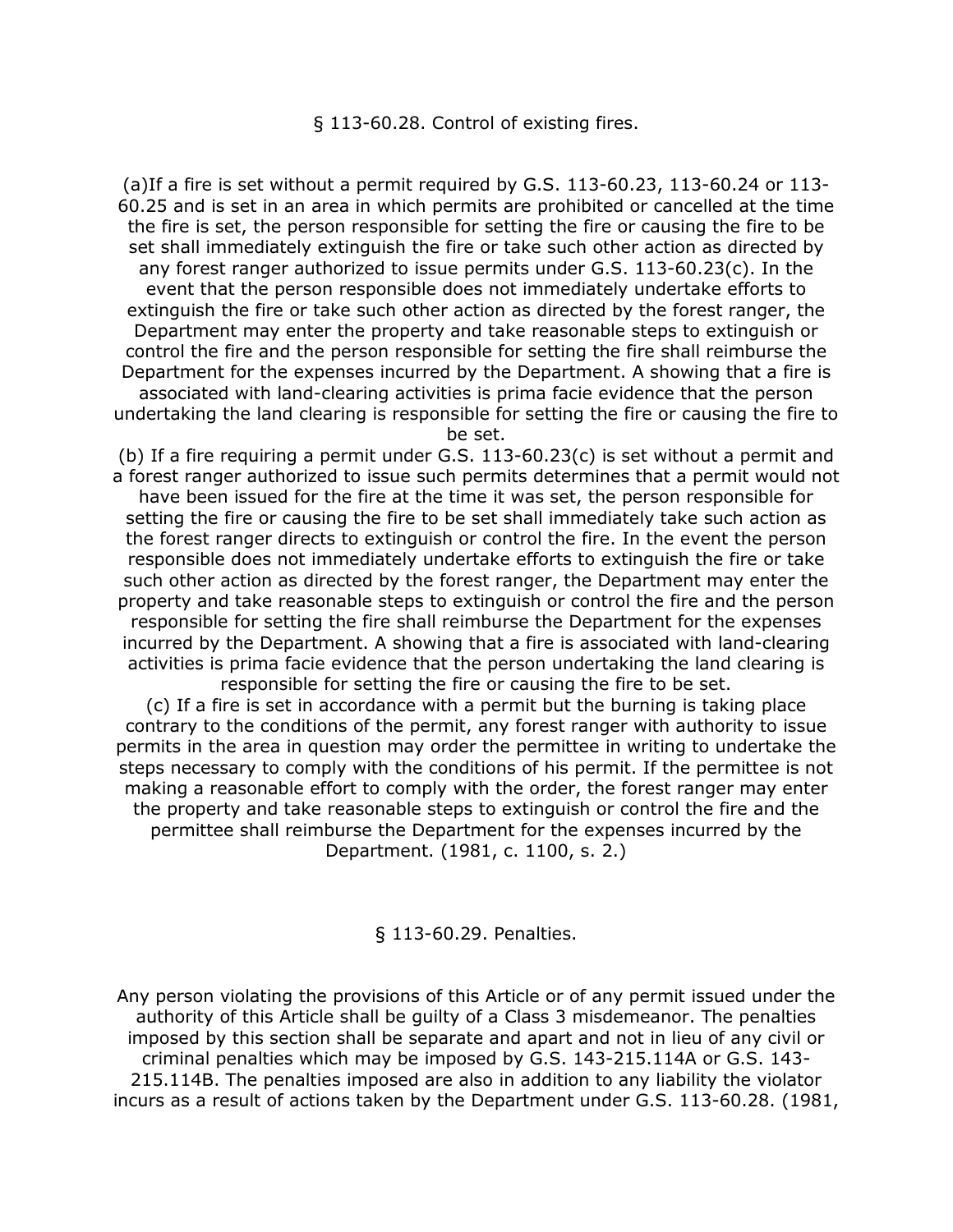## § 113-60.28. Control of existing fires.

(a)If a fire is set without a permit required by G.S. 113-60.23, 113-60.24 or 113-60.25 and is set in an area in which permits are prohibited or cancelled at the time the fire is set, the person responsible for setting the fire or causing the fire to be set shall immediately extinguish the fire or take such other action as directed by any forest ranger authorized to issue permits under G.S. 113-60.23(c). In the event that the person responsible does not immediately undertake efforts to extinguish the fire or take such other action as directed by the forest ranger, the Department may enter the property and take reasonable steps to extinguish or control the fire and the person responsible for setting the fire shall reimburse the Department for the expenses incurred by the Department. A showing that a fire is associated with land-clearing activities is prima facie evidence that the person undertaking the land clearing is responsible for setting the fire or causing the fire to be set.

(b) If a fire requiring a permit under G.S. 113-60.23(c) is set without a permit and a forest ranger authorized to issue such permits determines that a permit would not have been issued for the fire at the time it was set, the person responsible for setting the fire or causing the fire to be set shall immediately take such action as the forest ranger directs to extinguish or control the fire. In the event the person responsible does not immediately undertake efforts to extinguish the fire or take such other action as directed by the forest ranger, the Department may enter the property and take reasonable steps to extinguish or control the fire and the person responsible for setting the fire shall reimburse the Department for the expenses incurred by the Department. A showing that a fire is associated with land-clearing activities is prima facie evidence that the person undertaking the land clearing is responsible for setting the fire or causing the fire to be set.

(c) If a fire is set in accordance with a permit but the burning is taking place contrary to the conditions of the permit, any forest ranger with authority to issue permits in the area in question may order the permittee in writing to undertake the steps necessary to comply with the conditions of his permit. If the permittee is not making a reasonable effort to comply with the order, the forest ranger may enter the property and take reasonable steps to extinguish or control the fire and the permittee shall reimburse the Department for the expenses incurred by the Department. (1981, c. 1100, s. 2.)

## § 113-60.29. Penalties.

Any person violating the provisions of this Article or of any permit issued under the authority of this Article shall be guilty of a Class 3 misdemeanor. The penalties imposed by this section shall be separate and apart and not in lieu of any civil or criminal penalties which may be imposed by G.S. 143-215.114A or G.S. 143-215.114B. The penalties imposed are also in addition to any liability the violator incurs as a result of actions taken by the Department under G.S. 113-60.28. (1981,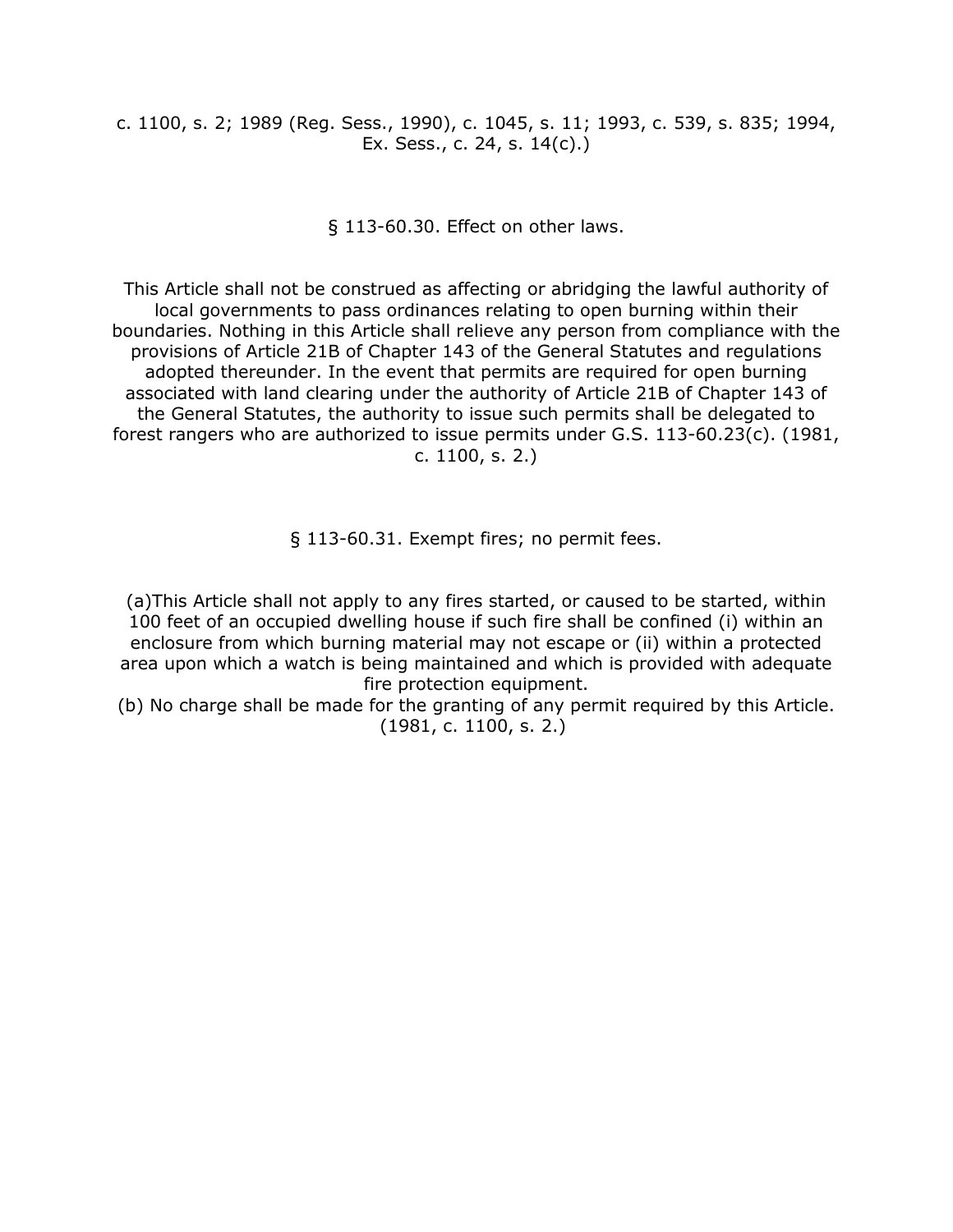c. 1100, s. 2; 1989 (Reg. Sess., 1990), c. 1045, s. 11; 1993, c. 539, s. 835; 1994, Ex. Sess., c. 24, s. 14(c).)

## § 113-60.30. Effect on other laws.

This Article shall not be construed as affecting or abridging the lawful authority of local governments to pass ordinances relating to open burning within their boundaries. Nothing in this Article shall relieve any person from compliance with the provisions of Article 21B of Chapter 143 of the General Statutes and regulations adopted thereunder. In the event that permits are required for open burning associated with land clearing under the authority of Article 21B of Chapter 143 of the General Statutes, the authority to issue such permits shall be delegated to forest rangers who are authorized to issue permits under G.S. 113-60.23(c). (1981, c. 1100, s. 2.)

## § 113-60.31. Exempt fires; no permit fees.

(a)This Article shall not apply to any fires started, or caused to be started, within 100 feet of an occupied dwelling house if such fire shall be confined (i) within an enclosure from which burning material may not escape or (ii) within a protected area upon which a watch is being maintained and which is provided with adequate fire protection equipment.

(b) No charge shall be made for the granting of any permit required by this Article. (1981, c. 1100, s. 2.)